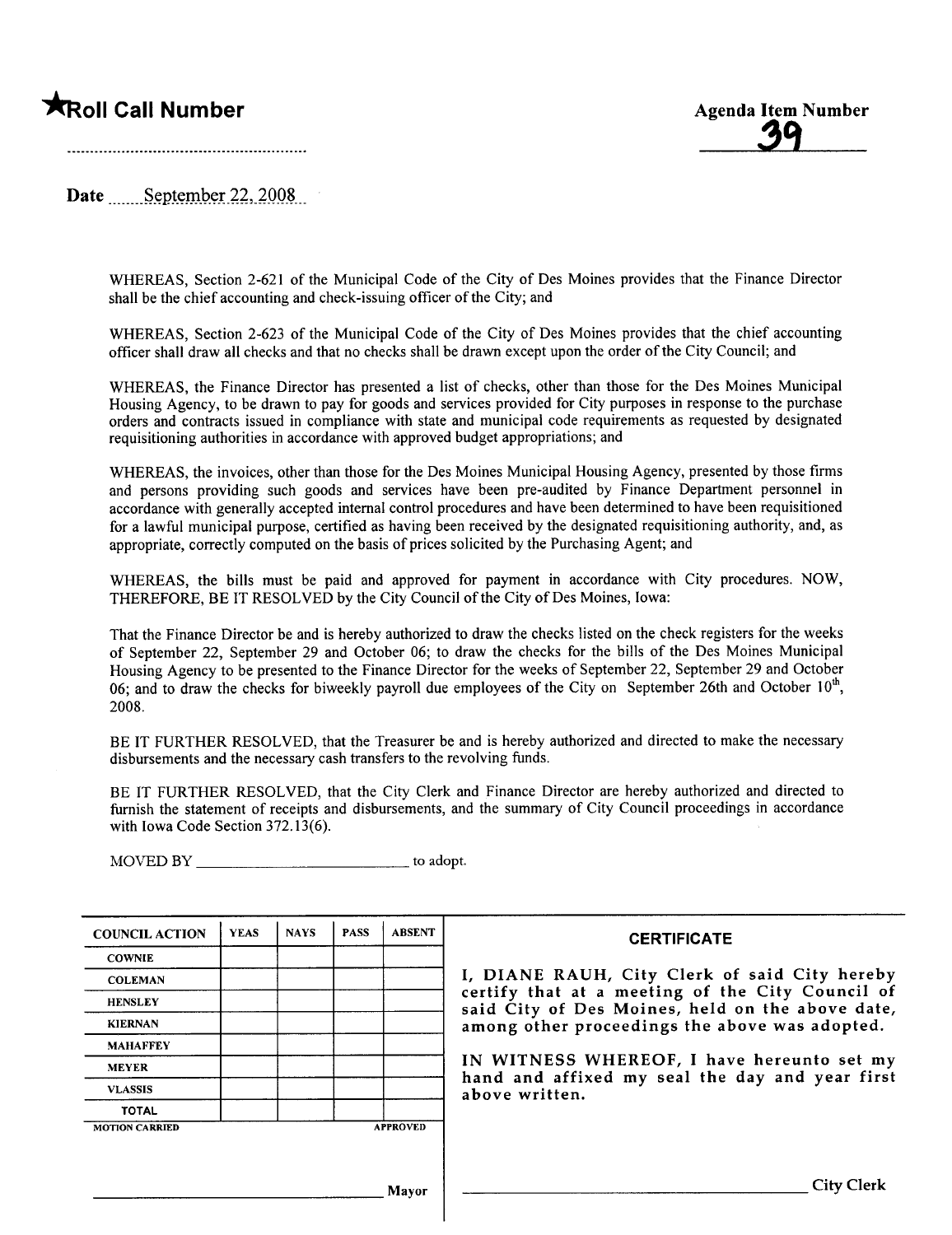★Roll Call Number

........................................................

Agenda Item Number

39

Date September 22, 2008

WHEREAS, Section 2-621 of the Municipal Code of the City of Des Moines provides that the Finance Director shall be the chief accounting and check-issuing officer of the City; and

WHEREAS, Section 2-623 of the Municipal Code of the City of Des Moines provides that the chief accounting officer shall draw all checks and that no checks shall be drawn except upon the order of the City Council; and

WHEREAS, the Finance Director has presented a list of checks, other than those for the Des Moines Municipal Housing Agency, to be drawn to pay for goods and services provided for City purposes in response to the purchase orders and contracts issued in compliance with state and municipal code requirements as requested by designated requisitioning authorities in accordance with approved budget appropriations; and

WHEREAS, the invoices, other than those for the Des Moines Municipal Housing Agency, presented by those firms and persons providing such goods and services have been pre-audited by Finance Department personnel in accordance with generally accepted internal control procedures and have been determined to have been requisitioned for a lawful municipal purpose, certified as having been received by the designated requisitioning authority, and, as appropriate, correctly computed on the basis of prices solicited by the Purchasing Agent; and

WHEREAS, the bills must be paid and approved for payment in accordance with City procedures. NOW, THEREFORE, BE IT RESOLVED by the City Council of the City of Des Moines, Iowa:

That the Finance Director be and is hereby authorized to draw the checks listed on the check registers for the weeks of September 22, September 29 and October 06; to draw the checks for the bills of the Des Moines Municipal Housing Agency to be presented to the Finance Director for the weeks of September 22, September 29 and October 06; and to draw the checks for biweekly payroll due employees of the City on September 26th and October 10th, 2008.

BE IT FURTHER RESOLVED, that the Treasurer be and is hereby authorized and directed to make the necessary disbursements and the necessary cash transfers to the revolving funds.

BE IT FURTHER RESOLVED, that the City Clerk and Finance Director are hereby authorized and directed to furnish the statement of receipts and disbursements, and the summary of City Council proceedings in accordance with Iowa Code Section 372.13(6).

MOVED BY ______________________ to adopt.

| COUNCIL ACTION | YEAS | NAYS | PASS | ABSENT |
|---|---|---|---|---|
| COWNIE | | | | |
| COLEMAN | | | | |
| HENSLEY | | | | |
| KIERNAN | | | | |
| MAHAFFEY | | | | |
| MEYER | | | | |
| VLASSIS | | | | |
| TOTAL | | | | |

MOTION CARRIED APPROVED

______________________ Mayor

**CERTIFICATE**

I, DIANE RAUH, City Clerk of said City hereby certify that at a meeting of the City Council of said City of Des Moines, held on the above date, among other proceedings the above was adopted.

IN WITNESS WHEREOF, I have hereunto set my hand and affixed my seal the day and year first above written.

______________________ City Clerk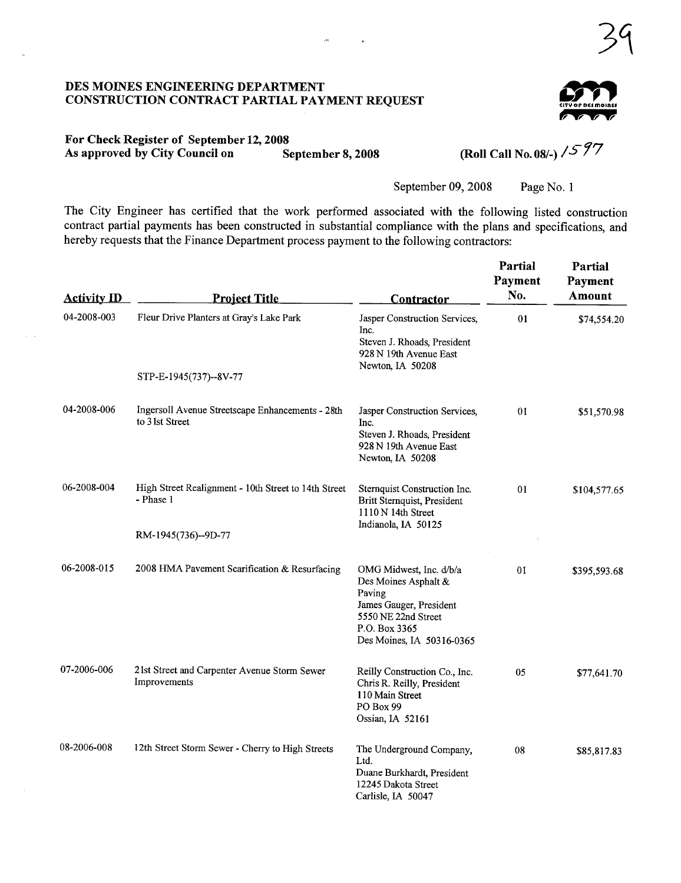39

## DES MOINES ENGINEERING DEPARTMENT
## CONSTRUCTION CONTRACT PARTIAL PAYMENT REQUEST

**For Check Register of September 12, 2008**
**As approved by City Council on September 8, 2008**

**(Roll Call No. 08/-) 1597**

September 09, 2008

The City Engineer has certified that the work performed associated with the following listed construction contract partial payments has been constructed in substantial compliance with the plans and specifications, and hereby requests that the Finance Department process payment to the following contractors:

| Activity ID | Project Title | Contractor | Partial Payment No. | Partial Payment Amount |
|---|---|---|---|---|
| 04-2008-003 | Fleur Drive Planters at Gray's Lake Park<br><br>STP-E-1945(737)--8V-77 | Jasper Construction Services, Inc.<br>Steven J. Rhoads, President<br>928 N 19th Avenue East<br>Newton, IA 50208 | 01 | $74,554.20 |
| 04-2008-006 | Ingersoll Avenue Streetscape Enhancements - 28th to 31st Street | Jasper Construction Services, Inc.<br>Steven J. Rhoads, President<br>928 N 19th Avenue East<br>Newton, IA 50208 | 01 | $51,570.98 |
| 06-2008-004 | High Street Realignment - 10th Street to 14th Street - Phase 1<br><br>RM-1945(736)--9D-77 | Sternquist Construction Inc.<br>Britt Sternquist, President<br>1110 N 14th Street<br>Indianola, IA 50125 | 01 | $104,577.65 |
| 06-2008-015 | 2008 HMA Pavement Scarification & Resurfacing | OMG Midwest, Inc. d/b/a Des Moines Asphalt & Paving<br>James Gauger, President<br>5550 NE 22nd Street<br>P.O. Box 3365<br>Des Moines, IA 50316-0365 | 01 | $395,593.68 |
| 07-2006-006 | 21st Street and Carpenter Avenue Storm Sewer Improvements | Reilly Construction Co., Inc.<br>Chris R. Reilly, President<br>110 Main Street<br>PO Box 99<br>Ossian, IA 52161 | 05 | $77,641.70 |
| 08-2006-008 | 12th Street Storm Sewer - Cherry to High Streets | The Underground Company, Ltd.<br>Duane Burkhardt, President<br>12245 Dakota Street<br>Carlisle, IA 50047 | 08 | $85,817.83 |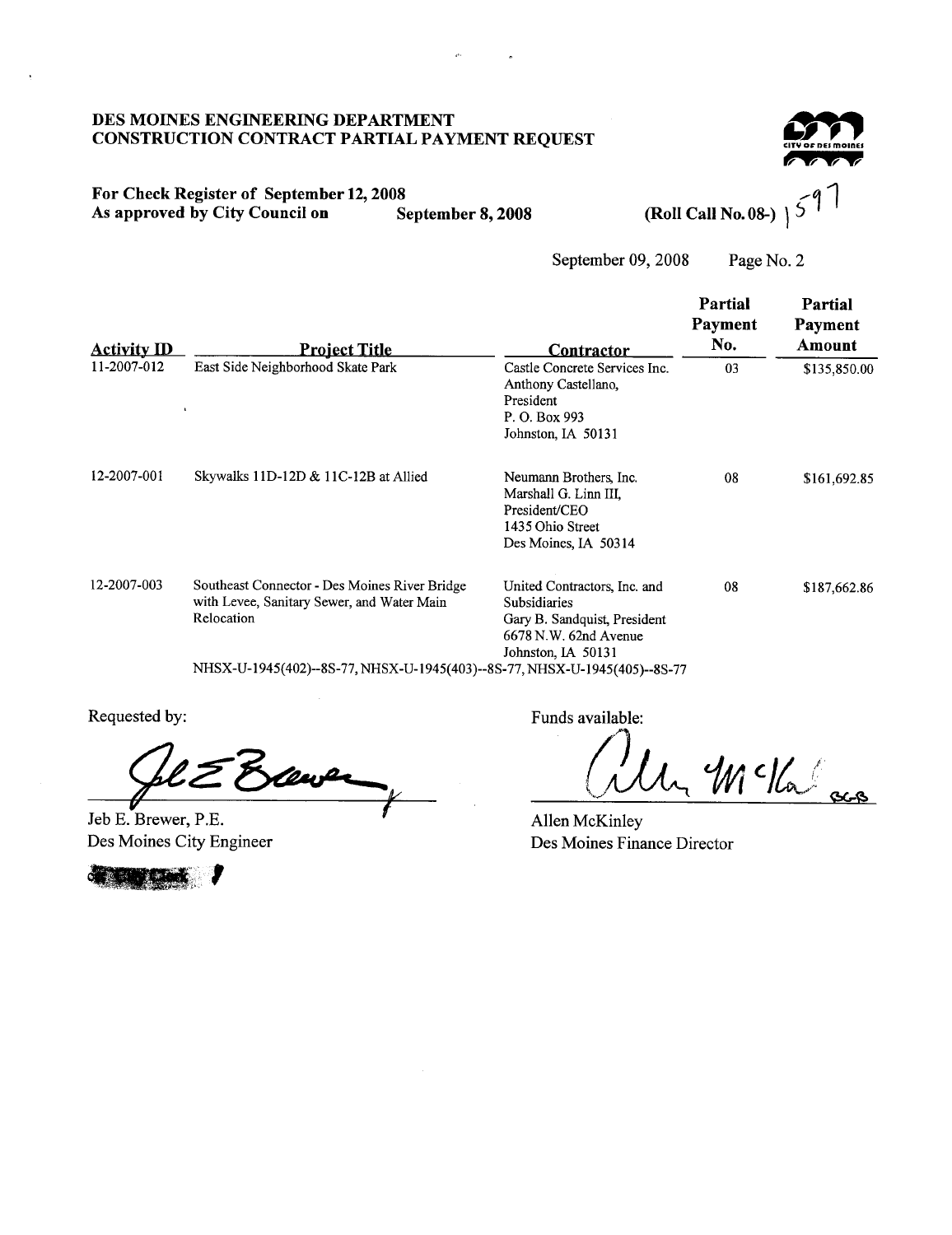# DES MOINES ENGINEERING DEPARTMENT
## CONSTRUCTION CONTRACT PARTIAL PAYMENT REQUEST

**For Check Register of September 12, 2008**
**As approved by City Council on September 8, 2008** **(Roll Call No. 08-) 1597**

September 09, 2008 Page No. 2

| Activity ID | Project Title | Contractor | Partial Payment No. | Partial Payment Amount |
|---|---|---|---|---|
| 11-2007-012 | East Side Neighborhood Skate Park | Castle Concrete Services Inc. Anthony Castellano, President P. O. Box 993 Johnston, IA 50131 | 03 | $135,850.00 |
| 12-2007-001 | Skywalks 11D-12D & 11C-12B at Allied | Neumann Brothers, Inc. Marshall G. Linn III, President/CEO 1435 Ohio Street Des Moines, IA 50314 | 08 | $161,692.85 |
| 12-2007-003 | Southeast Connector - Des Moines River Bridge with Levee, Sanitary Sewer, and Water Main Relocation | United Contractors, Inc. and Subsidiaries Gary B. Sandquist, President 6678 N.W. 62nd Avenue Johnston, IA 50131 | 08 | $187,662.86 |

NHSX-U-1945(402)--8S-77, NHSX-U-1945(403)--8S-77, NHSX-U-1945(405)--8S-77

Requested by:

Jeb E. Brewer, P.E.
Des Moines City Engineer

Funds available:

Allen McKinley
Des Moines Finance Director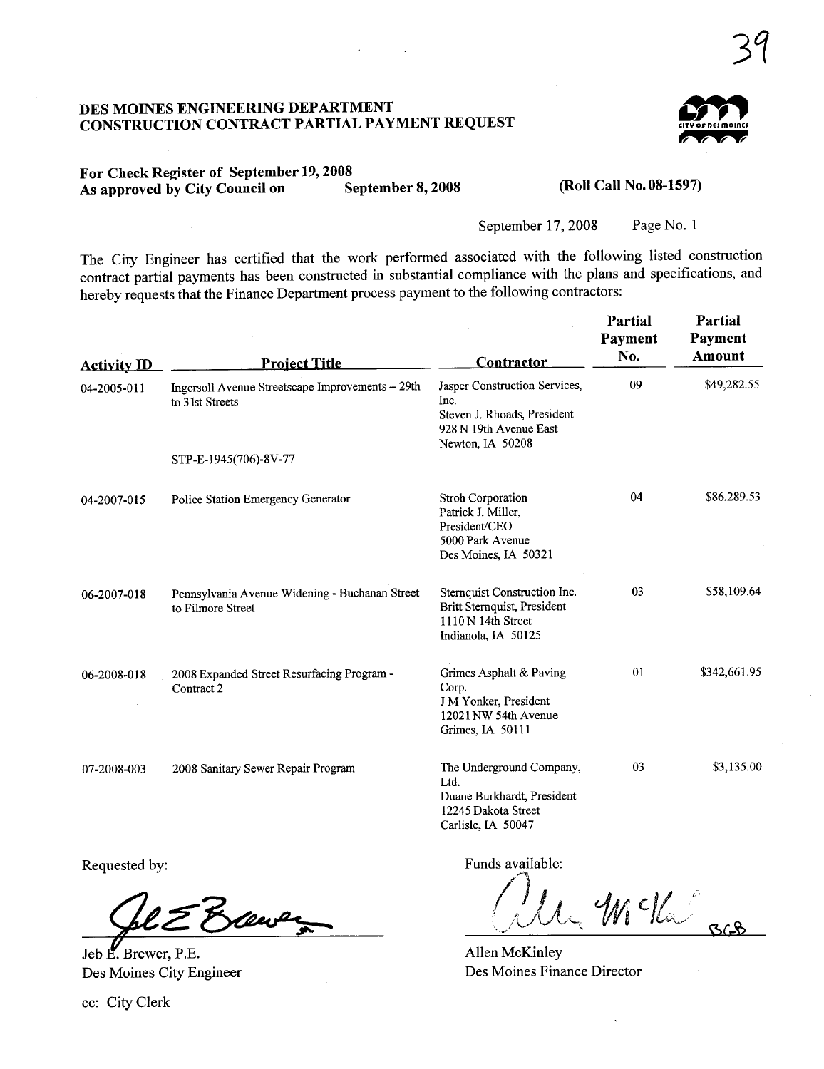39

# DES MOINES ENGINEERING DEPARTMENT
# CONSTRUCTION CONTRACT PARTIAL PAYMENT REQUEST

**For Check Register of September 19, 2008**
**As approved by City Council on September 8, 2008** **(Roll Call No. 08-1597)**

September 17, 2008 Page No. 1

The City Engineer has certified that the work performed associated with the following listed construction contract partial payments has been constructed in substantial compliance with the plans and specifications, and hereby requests that the Finance Department process payment to the following contractors:

| Activity ID | Project Title | Contractor | Partial Payment No. | Partial Payment Amount |
|---|---|---|---|---|
| 04-2005-011 | Ingersoll Avenue Streetscape Improvements – 29th to 31st Streets<br><br>STP-E-1945(706)-8V-77 | Jasper Construction Services, Inc.<br>Steven J. Rhoads, President<br>928 N 19th Avenue East<br>Newton, IA 50208 | 09 | $49,282.55 |
| 04-2007-015 | Police Station Emergency Generator | Stroh Corporation<br>Patrick J. Miller, President/CEO<br>5000 Park Avenue<br>Des Moines, IA 50321 | 04 | $86,289.53 |
| 06-2007-018 | Pennsylvania Avenue Widening - Buchanan Street to Filmore Street | Sternquist Construction Inc.<br>Britt Sternquist, President<br>1110 N 14th Street<br>Indianola, IA 50125 | 03 | $58,109.64 |
| 06-2008-018 | 2008 Expanded Street Resurfacing Program - Contract 2 | Grimes Asphalt & Paving Corp.<br>J M Yonker, President<br>12021 NW 54th Avenue<br>Grimes, IA 50111 | 01 | $342,661.95 |
| 07-2008-003 | 2008 Sanitary Sewer Repair Program | The Underground Company, Ltd.<br>Duane Burkhardt, President<br>12245 Dakota Street<br>Carlisle, IA 50047 | 03 | $3,135.00 |

Requested by:

Jeb E. Brewer, P.E.
Des Moines City Engineer

cc: City Clerk

Funds available:

BGB

Allen McKinley
Des Moines Finance Director